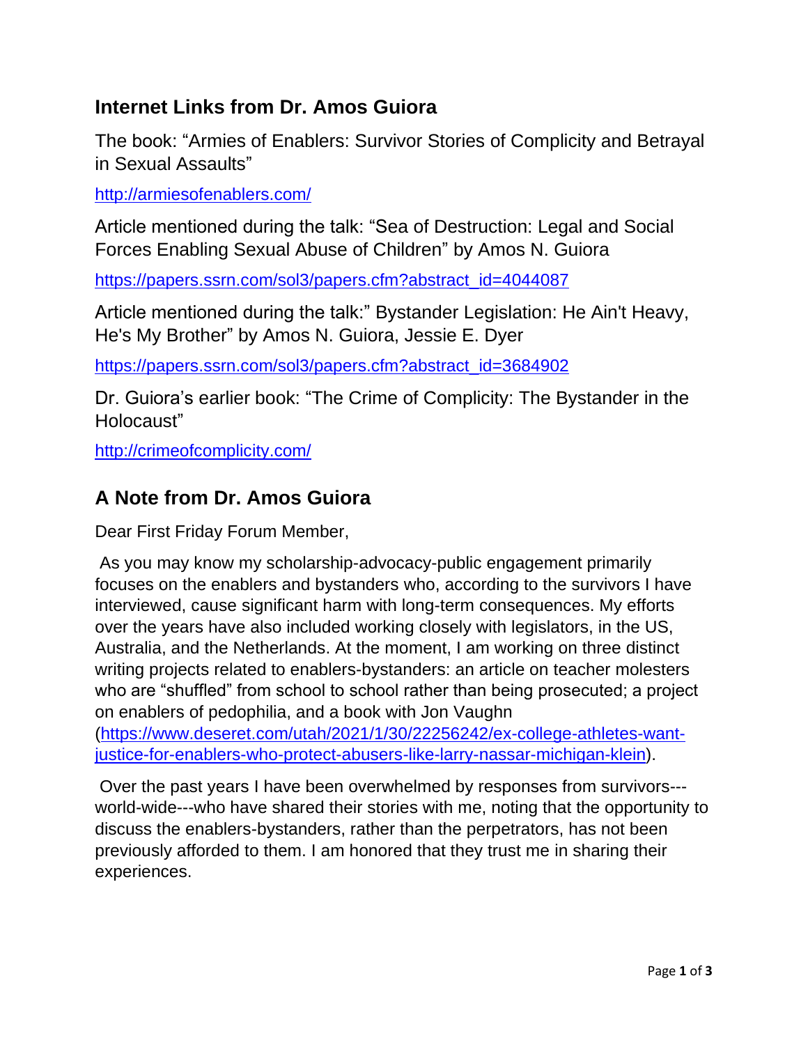## Internet Links from Dr. Amos Guiora

The book: "Armies of Enablers: Survivor Stories of Complicity and Betrayal in Sexual Assaults"

http://armiesofenablers.com/

Article mentioned during the talk: "Sea of Destruction: Legal and Social Forces Enabling Sexual Abuse of Children" by Amos N. Guiora

https://papers.ssrn.com/sol3/papers.cfm?abstract_id=4044087

Article mentioned during the talk:" Bystander Legislation: He Ain't Heavy, He's My Brother" by Amos N. Guiora, Jessie E. Dyer

https://papers.ssrn.com/sol3/papers.cfm?abstract_id=3684902

Dr. Guiora's earlier book: "The Crime of Complicity: The Bystander in the Holocaust"

http://crimeofcomplicity.com/

## A Note from Dr. Amos Guiora

Dear First Friday Forum Member,

As you may know my scholarship-advocacy-public engagement primarily focuses on the enablers and bystanders who, according to the survivors I have interviewed, cause significant harm with long-term consequences. My efforts over the years have also included working closely with legislators, in the US, Australia, and the Netherlands. At the moment, I am working on three distinct writing projects related to enablers-bystanders: an article on teacher molesters who are "shuffled" from school to school rather than being prosecuted; a project on enablers of pedophilia, and a book with Jon Vaughn (https://www.deseret.com/utah/2021/1/30/22256242/ex-college-athletes-want-justice-for-enablers-who-protect-abusers-like-larry-nassar-michigan-klein).

Over the past years I have been overwhelmed by responses from survivors---world-wide---who have shared their stories with me, noting that the opportunity to discuss the enablers-bystanders, rather than the perpetrators, has not been previously afforded to them. I am honored that they trust me in sharing their experiences.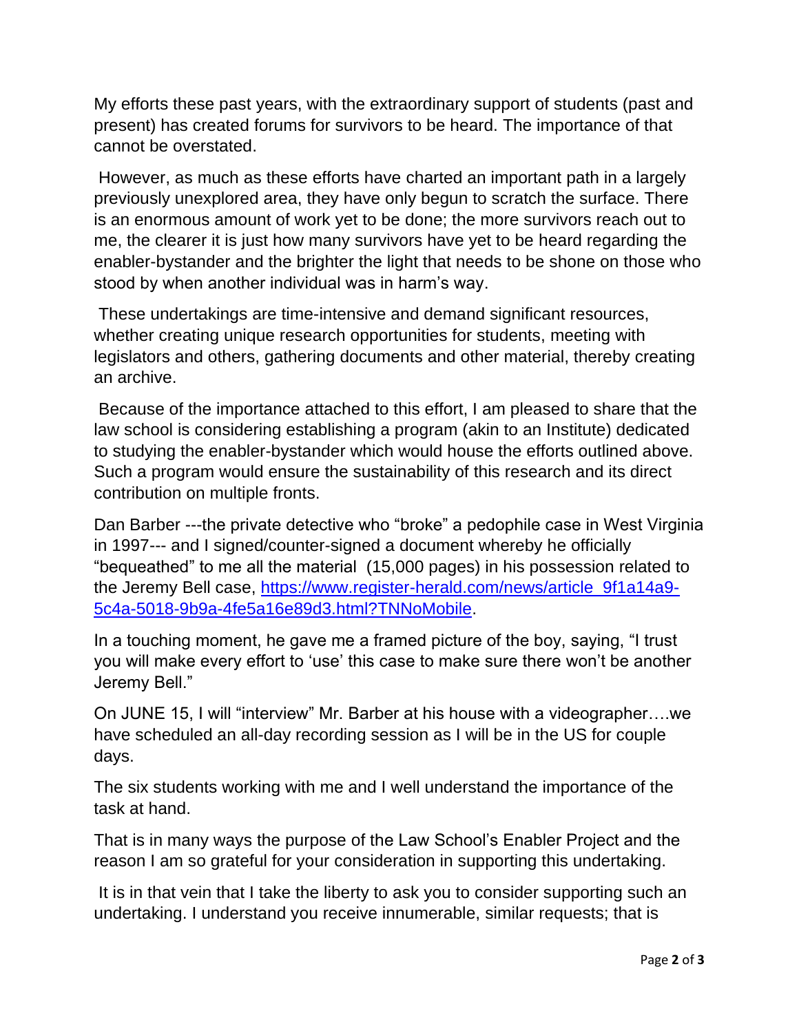My efforts these past years, with the extraordinary support of students (past and present) has created forums for survivors to be heard. The importance of that cannot be overstated.

However, as much as these efforts have charted an important path in a largely previously unexplored area, they have only begun to scratch the surface. There is an enormous amount of work yet to be done; the more survivors reach out to me, the clearer it is just how many survivors have yet to be heard regarding the enabler-bystander and the brighter the light that needs to be shone on those who stood by when another individual was in harm's way.

These undertakings are time-intensive and demand significant resources, whether creating unique research opportunities for students, meeting with legislators and others, gathering documents and other material, thereby creating an archive.

Because of the importance attached to this effort, I am pleased to share that the law school is considering establishing a program (akin to an Institute) dedicated to studying the enabler-bystander which would house the efforts outlined above. Such a program would ensure the sustainability of this research and its direct contribution on multiple fronts.

Dan Barber ---the private detective who "broke" a pedophile case in West Virginia in 1997--- and I signed/counter-signed a document whereby he officially "bequeathed" to me all the material (15,000 pages) in his possession related to the Jeremy Bell case, [https://www.register-herald.com/news/article_9f1a14a9-5c4a-5018-9b9a-4fe5a16e89d3.html?TNNoMobile](https://www.register-herald.com/news/article_9f1a14a9-5c4a-5018-9b9a-4fe5a16e89d3.html?TNNoMobile).

In a touching moment, he gave me a framed picture of the boy, saying, "I trust you will make every effort to 'use' this case to make sure there won't be another Jeremy Bell."

On JUNE 15, I will "interview" Mr. Barber at his house with a videographer….we have scheduled an all-day recording session as I will be in the US for couple days.

The six students working with me and I well understand the importance of the task at hand.

That is in many ways the purpose of the Law School's Enabler Project and the reason I am so grateful for your consideration in supporting this undertaking.

It is in that vein that I take the liberty to ask you to consider supporting such an undertaking. I understand you receive innumerable, similar requests; that is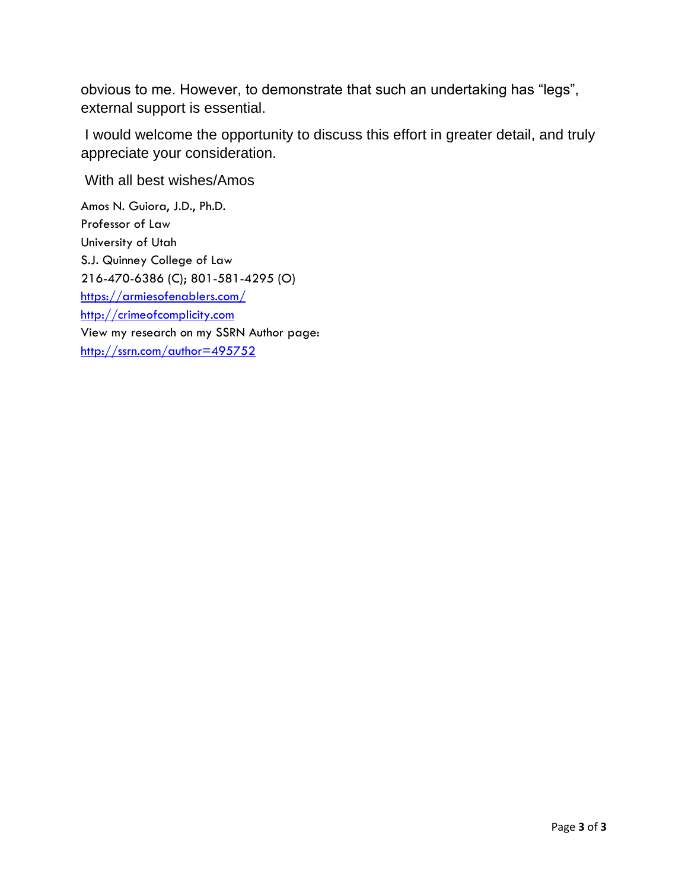obvious to me. However, to demonstrate that such an undertaking has "legs", external support is essential.

I would welcome the opportunity to discuss this effort in greater detail, and truly appreciate your consideration.

With all best wishes/Amos

Amos N. Guiora, J.D., Ph.D.
Professor of Law
University of Utah
S.J. Quinney College of Law
216-470-6386 (C); 801-581-4295 (O)
https://armiesofenablers.com/
http://crimeofcomplicity.com
View my research on my SSRN Author page:
http://ssrn.com/author=495752